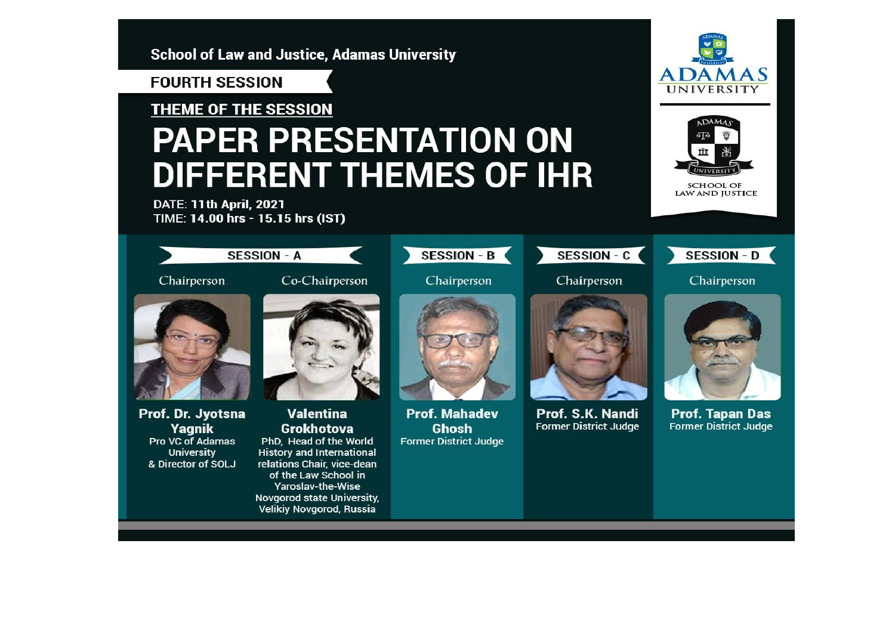School of Law and Justice, Adamas University

**FOURTH SESSION**

**THEME OF THE SESSION**

# PAPER PRESENTATION ON DIFFERENT THEMES OF IHR

DATE: **11th April, 2021**
TIME: **14.00 hrs - 15.15 hrs (IST)**

ADAMAS UNIVERSITY

SCHOOL OF LAW AND JUSTICE

## SESSION - A

Chairperson

**Prof. Dr. Jyotsna Yagnik**
Pro VC of Adamas University & Director of SOLJ

Co-Chairperson

**Valentina Grokhotova**
PhD, Head of the World History and International relations Chair, vice-dean of the Law School in Yaroslav-the-Wise Novgorod state University, Velikiy Novgorod, Russia

## SESSION - B

Chairperson

**Prof. Mahadev Ghosh**
Former District Judge

## SESSION - C

Chairperson

**Prof. S.K. Nandi**
Former District Judge

## SESSION - D

Chairperson

**Prof. Tapan Das**
Former District Judge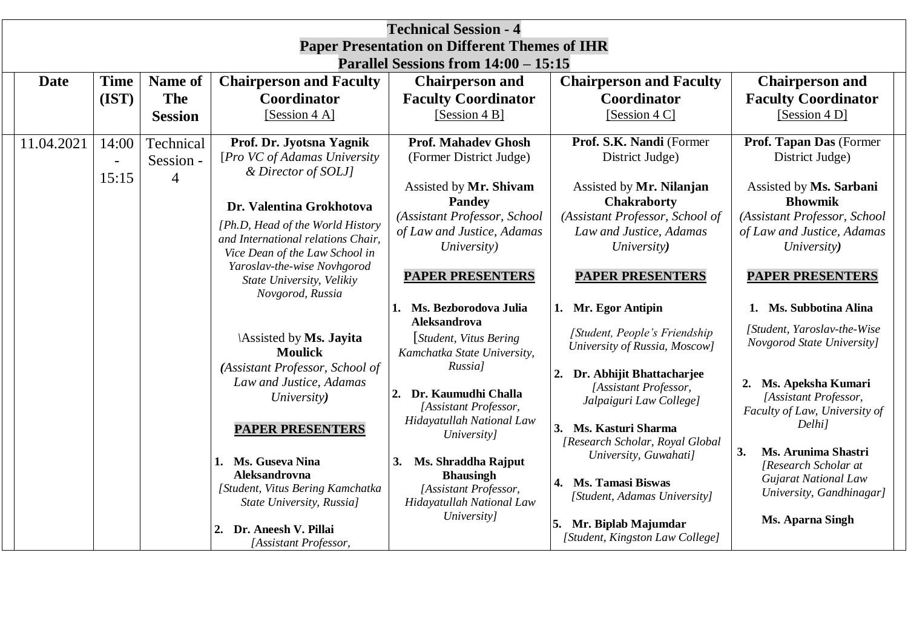**Technical Session - 4**
**Paper Presentation on Different Themes of IHR**
**Parallel Sessions from 14:00 – 15:15**

| Date | Time (IST) | Name of The Session | Chairperson and Faculty Coordinator [Session 4 A] | Chairperson and Faculty Coordinator [Session 4 B] | Chairperson and Faculty Coordinator [Session 4 C] | Chairperson and Faculty Coordinator [Session 4 D] |
|---|---|---|---|---|---|---|
| 11.04.2021 | 14:00 - 15:15 | Technical Session - 4 | **Prof. Dr. Jyotsna Yagnik** [*Pro VC of Adamas University & Director of SOLJ*]<br><br>**Dr. Valentina Grokhotova** [*Ph.D, Head of the World History and International relations Chair, Vice Dean of the Law School in Yaroslav-the-wise Novhgorod State University, Velikiy Novgorod, Russia*]<br><br>\Assisted by **Ms. Jayita Moulick** *(Assistant Professor, School of Law and Justice, Adamas University)*<br><br>**PAPER PRESENTERS**<br><br>1. **Ms. Guseva Nina Aleksandrovna** *[Student, Vitus Bering Kamchatka State University, Russia]*<br>2. **Dr. Aneesh V. Pillai** *[Assistant Professor,* | **Prof. Mahadev Ghosh** (Former District Judge)<br><br>Assisted by **Mr. Shivam Pandey** *(Assistant Professor, School of Law and Justice, Adamas University)*<br><br>**PAPER PRESENTERS**<br><br>1. **Ms. Bezborodova Julia Aleksandrova** [*Student, Vitus Bering Kamchatka State University, Russia]*<br>2. **Dr. Kaumudhi Challa** *[Assistant Professor, Hidayatullah National Law University]*<br>3. **Ms. Shraddha Rajput Bhausingh** *[Assistant Professor, Hidayatullah National Law University]* | **Prof. S.K. Nandi** (Former District Judge)<br><br>Assisted by **Mr. Nilanjan Chakraborty** *(Assistant Professor, School of Law and Justice, Adamas University)*<br><br>**PAPER PRESENTERS**<br><br>1. **Mr. Egor Antipin** *[Student, People's Friendship University of Russia, Moscow]*<br>2. **Dr. Abhijit Bhattacharjee** *[Assistant Professor, Jalpaiguri Law College]*<br>3. **Ms. Kasturi Sharma** *[Research Scholar, Royal Global University, Guwahati]*<br>4. **Ms. Tamasi Biswas** *[Student, Adamas University]*<br>5. **Mr. Biplab Majumdar** *[Student, Kingston Law College]* | **Prof. Tapan Das** (Former District Judge)<br><br>Assisted by **Ms. Sarbani Bhowmik** *(Assistant Professor, School of Law and Justice, Adamas University)*<br><br>**PAPER PRESENTERS**<br><br>1. **Ms. Subbotina Alina** *[Student, Yaroslav-the-Wise Novgorod State University]*<br>2. **Ms. Apeksha Kumari** *[Assistant Professor, Faculty of Law, University of Delhi]*<br>3. **Ms. Arunima Shastri** *[Research Scholar at Gujarat National Law University, Gandhinagar]*<br><br>**Ms. Aparna Singh** |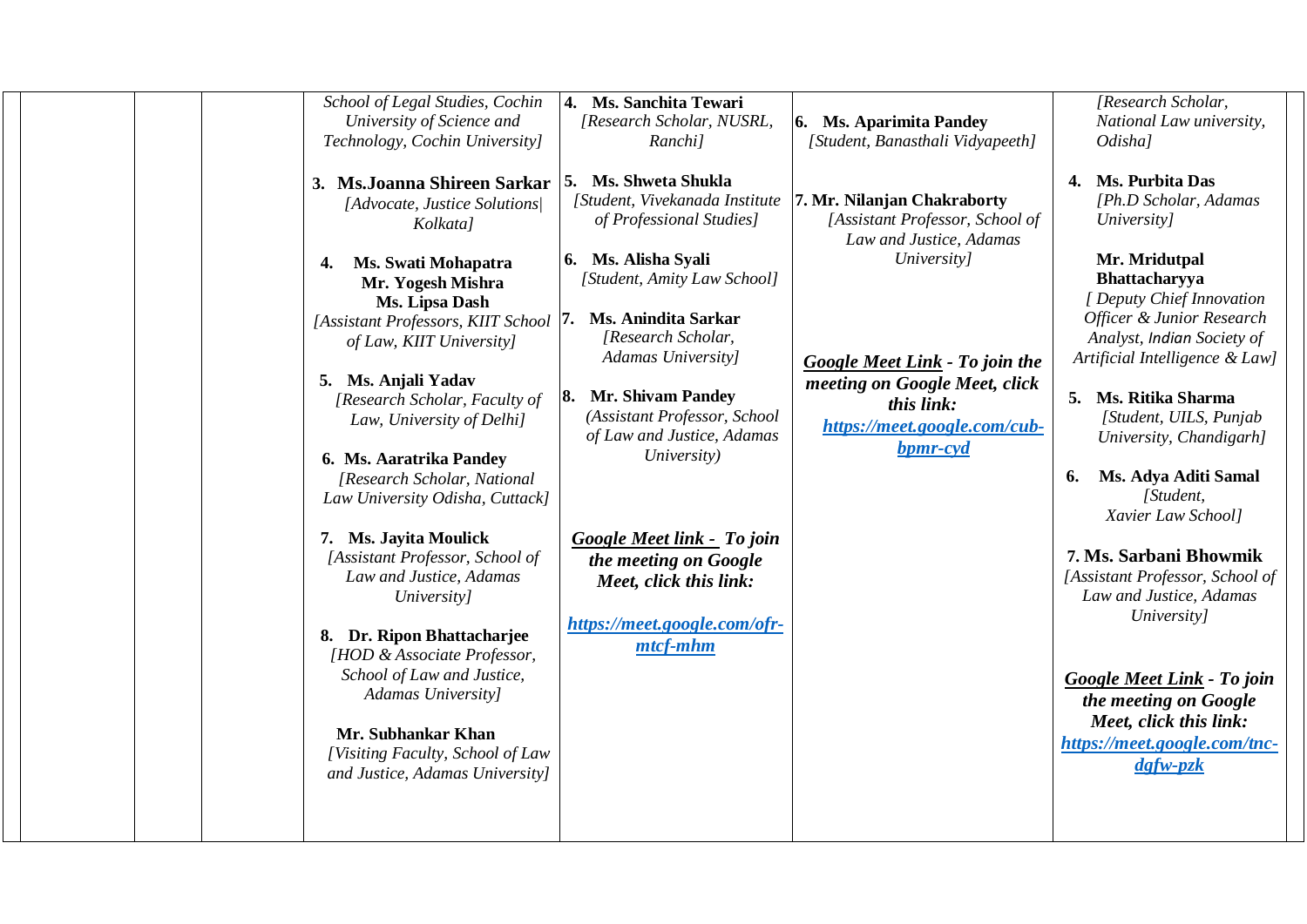| | | | | | | |
|---|---|---|---|---|---|---|
| | | | *School of Legal Studies, Cochin University of Science and Technology, Cochin University]*<br><br>**3. Ms.Joanna Shireen Sarkar**<br>*[Advocate, Justice Solutions\| Kolkata]*<br><br>**4. Ms. Swati Mohapatra**<br>**Mr. Yogesh Mishra**<br>**Ms. Lipsa Dash**<br>*[Assistant Professors, KIIT School of Law, KIIT University]*<br><br>**5. Ms. Anjali Yadav**<br>*[Research Scholar, Faculty of Law, University of Delhi]*<br><br>**6. Ms. Aaratrika Pandey**<br>*[Research Scholar, National Law University Odisha, Cuttack]*<br><br>**7. Ms. Jayita Moulick**<br>*[Assistant Professor, School of Law and Justice, Adamas University]*<br><br>**8. Dr. Ripon Bhattacharjee**<br>*[HOD & Associate Professor, School of Law and Justice, Adamas University]*<br><br>**Mr. Subhankar Khan**<br>*[Visiting Faculty, School of Law and Justice, Adamas University]* | **4. Ms. Sanchita Tewari**<br>*[Research Scholar, NUSRL, Ranchi]*<br><br>**5. Ms. Shweta Shukla**<br>*[Student, Vivekanada Institute of Professional Studies]*<br><br>**6. Ms. Alisha Syali**<br>*[Student, Amity Law School]*<br><br>**7. Ms. Anindita Sarkar**<br>*[Research Scholar, Adamas University]*<br><br>**8. Mr. Shivam Pandey**<br>*(Assistant Professor, School of Law and Justice, Adamas University)*<br><br>***Google Meet link - To join the meeting on Google Meet, click this link:***<br><br>***https://meet.google.com/ofr-mtcf-mhm*** | **6. Ms. Aparimita Pandey**<br>*[Student, Banasthali Vidyapeeth]*<br><br>**7. Mr. Nilanjan Chakraborty**<br>*[Assistant Professor, School of Law and Justice, Adamas University]*<br><br>***Google Meet Link - To join the meeting on Google Meet, click this link:***<br>***https://meet.google.com/cub-bpmr-cyd*** | *[Research Scholar, National Law university, Odisha]*<br><br>**4. Ms. Purbita Das**<br>*[Ph.D Scholar, Adamas University]*<br><br>**Mr. Mridutpal Bhattacharyya**<br>*[ Deputy Chief Innovation Officer & Junior Research Analyst, Indian Society of Artificial Intelligence & Law]*<br><br>**5. Ms. Ritika Sharma**<br>*[Student, UILS, Punjab University, Chandigarh]*<br><br>**6. Ms. Adya Aditi Samal**<br>*[Student, Xavier Law School]*<br><br>**7. Ms. Sarbani Bhowmik**<br>*[Assistant Professor, School of Law and Justice, Adamas University]*<br><br>***Google Meet Link - To join the meeting on Google Meet, click this link:***<br>***https://meet.google.com/tnc-dgfw-pzk*** | |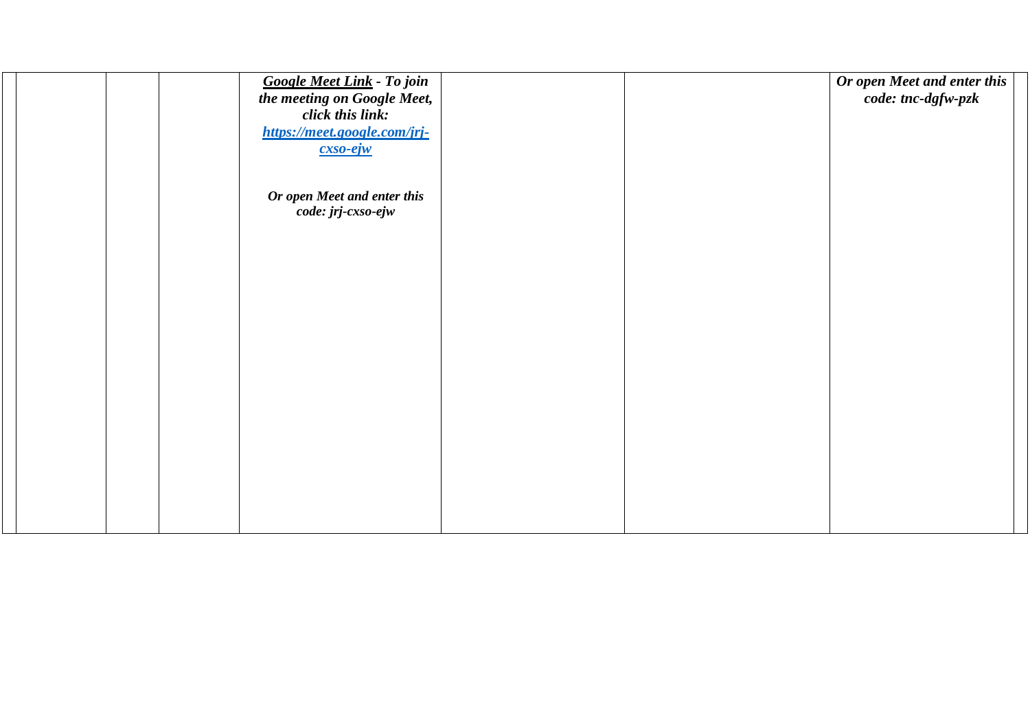| | | | | | | | | |
|---|---|---|---|---|---|---|---|---|
| | | | | ***<u>Google Meet Link</u> - To join the meeting on Google Meet, click this link:*** ***[https://meet.google.com/jrj-cxso-ejw](https://meet.google.com/jrj-cxso-ejw)*** <br><br> ***Or open Meet and enter this code: jrj-cxso-ejw*** | | | ***Or open Meet and enter this code: tnc-dgfw-pzk*** | |